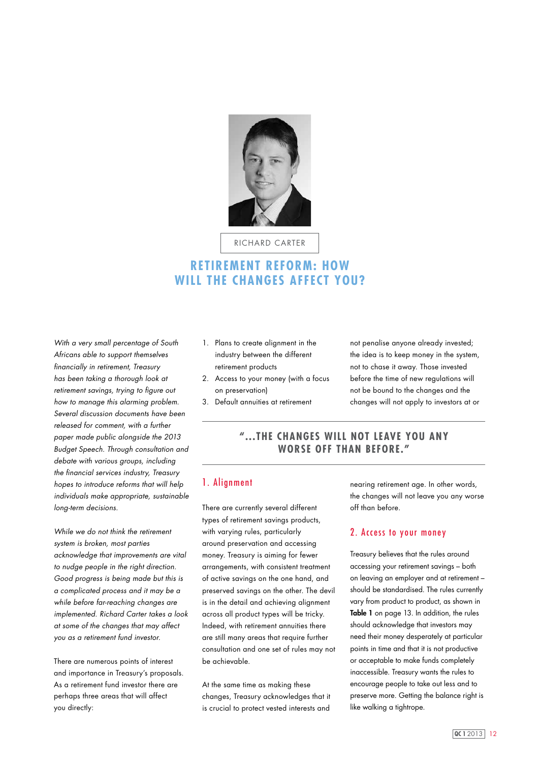RICHARD CARTER

# RETIREMENT REFORM: HOW WILL THE CHANGES AFFECT YOU?

*With a very small percentage of South Africans able to support themselves financially in retirement, Treasury has been taking a thorough look at retirement savings, trying to figure out how to manage this alarming problem. Several discussion documents have been released for comment, with a further paper made public alongside the 2013 Budget Speech. Through consultation and debate with various groups, including the financial services industry, Treasury hopes to introduce reforms that will help individuals make appropriate, sustainable long-term decisions.*

*While we do not think the retirement system is broken, most parties acknowledge that improvements are vital to nudge people in the right direction. Good progress is being made but this is a complicated process and it may be a while before far-reaching changes are implemented. Richard Carter takes a look at some of the changes that may affect you as a retirement fund investor.*

There are numerous points of interest and importance in Treasury's proposals. As a retirement fund investor there are perhaps three areas that will affect you directly:

1. Plans to create alignment in the industry between the different retirement products
2. Access to your money (with a focus on preservation)
3. Default annuities at retirement

> **"...THE CHANGES WILL NOT LEAVE YOU ANY WORSE OFF THAN BEFORE."**

## 1. Alignment

There are currently several different types of retirement savings products, with varying rules, particularly around preservation and accessing money. Treasury is aiming for fewer arrangements, with consistent treatment of active savings on the one hand, and preserved savings on the other. The devil is in the detail and achieving alignment across all product types will be tricky. Indeed, with retirement annuities there are still many areas that require further consultation and one set of rules may not be achievable.

At the same time as making these changes, Treasury acknowledges that it is crucial to protect vested interests and not penalise anyone already invested; the idea is to keep money in the system, not to chase it away. Those invested before the time of new regulations will not be bound to the changes and the changes will not apply to investors at or nearing retirement age. In other words, the changes will not leave you any worse off than before.

## 2. Access to your money

Treasury believes that the rules around accessing your retirement savings – both on leaving an employer and at retirement – should be standardised. The rules currently vary from product to product, as shown in **Table 1** on page 13. In addition, the rules should acknowledge that investors may need their money desperately at particular points in time and that it is not productive or acceptable to make funds completely inaccessible. Treasury wants the rules to encourage people to take out less and to preserve more. Getting the balance right is like walking a tightrope.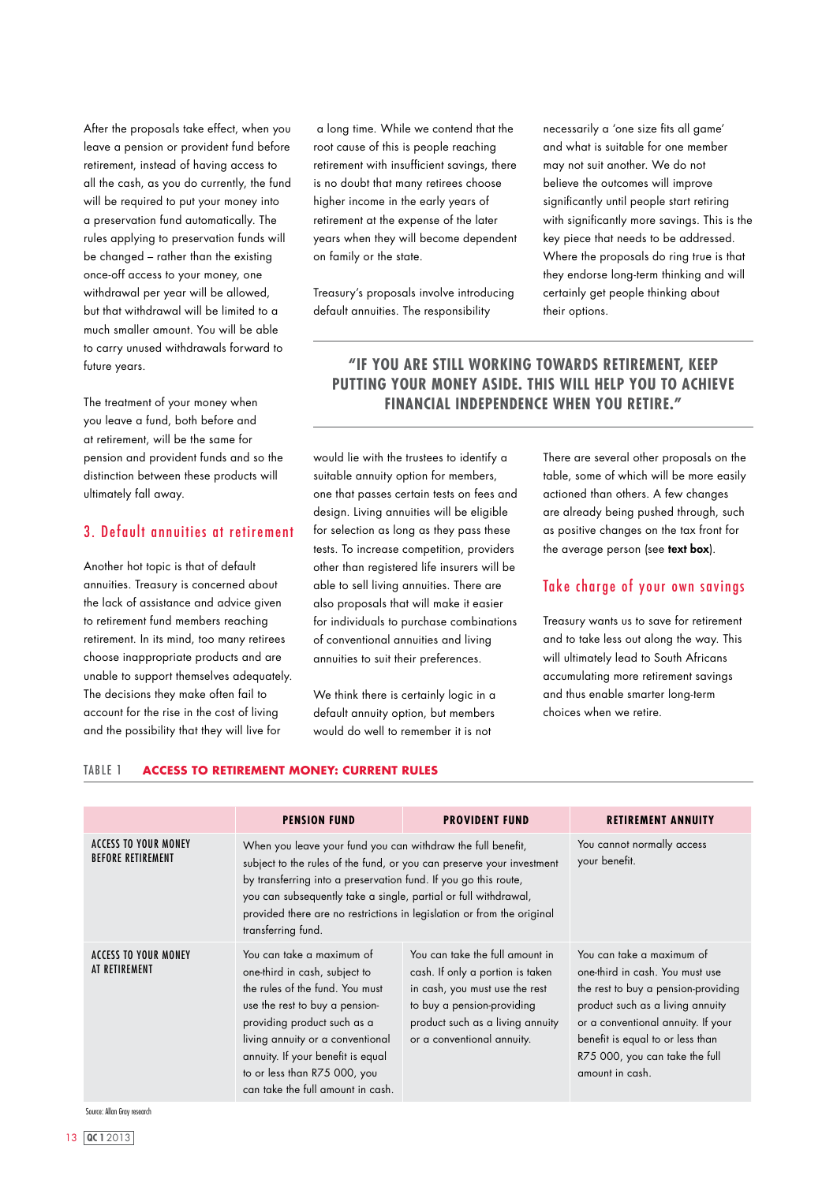After the proposals take effect, when you leave a pension or provident fund before retirement, instead of having access to all the cash, as you do currently, the fund will be required to put your money into a preservation fund automatically. The rules applying to preservation funds will be changed – rather than the existing once-off access to your money, one withdrawal per year will be allowed, but that withdrawal will be limited to a much smaller amount. You will be able to carry unused withdrawals forward to future years.

The treatment of your money when you leave a fund, both before and at retirement, will be the same for pension and provident funds and so the distinction between these products will ultimately fall away.

## 3. Default annuities at retirement

Another hot topic is that of default annuities. Treasury is concerned about the lack of assistance and advice given to retirement fund members reaching retirement. In its mind, too many retirees choose inappropriate products and are unable to support themselves adequately. The decisions they make often fail to account for the rise in the cost of living and the possibility that they will live for a long time. While we contend that the root cause of this is people reaching retirement with insufficient savings, there is no doubt that many retirees choose higher income in the early years of retirement at the expense of the later years when they will become dependent on family or the state.

Treasury's proposals involve introducing default annuities. The responsibility would lie with the trustees to identify a suitable annuity option for members, one that passes certain tests on fees and design. Living annuities will be eligible for selection as long as they pass these tests. To increase competition, providers other than registered life insurers will be able to sell living annuities. There are also proposals that will make it easier for individuals to purchase combinations of conventional annuities and living annuities to suit their preferences.

We think there is certainly logic in a default annuity option, but members would do well to remember it is not necessarily a 'one size fits all game' and what is suitable for one member may not suit another. We do not believe the outcomes will improve significantly until people start retiring with significantly more savings. This is the key piece that needs to be addressed. Where the proposals do ring true is that they endorse long-term thinking and will certainly get people thinking about their options.

**"IF YOU ARE STILL WORKING TOWARDS RETIREMENT, KEEP PUTTING YOUR MONEY ASIDE. THIS WILL HELP YOU TO ACHIEVE FINANCIAL INDEPENDENCE WHEN YOU RETIRE."**

There are several other proposals on the table, some of which will be more easily actioned than others. A few changes are already being pushed through, such as positive changes on the tax front for the average person (see **text box**).

## Take charge of your own savings

Treasury wants us to save for retirement and to take less out along the way. This will ultimately lead to South Africans accumulating more retirement savings and thus enable smarter long-term choices when we retire.

TABLE 1 **ACCESS TO RETIREMENT MONEY: CURRENT RULES**

| | PENSION FUND | PROVIDENT FUND | RETIREMENT ANNUITY |
|---|---|---|---|
| ACCESS TO YOUR MONEY BEFORE RETIREMENT | When you leave your fund you can withdraw the full benefit, subject to the rules of the fund, or you can preserve your investment by transferring into a preservation fund. If you go this route, you can subsequently take a single, partial or full withdrawal, provided there are no restrictions in legislation or from the original transferring fund. | | You cannot normally access your benefit. |
| ACCESS TO YOUR MONEY AT RETIREMENT | You can take a maximum of one-third in cash, subject to the rules of the fund. You must use the rest to buy a pension-providing product such as a living annuity or a conventional annuity. If your benefit is equal to or less than R75 000, you can take the full amount in cash. | You can take the full amount in cash. If only a portion is taken in cash, you must use the rest to buy a pension-providing product such as a living annuity or a conventional annuity. | You can take a maximum of one-third in cash. You must use the rest to buy a pension-providing product such as a living annuity or a conventional annuity. If your benefit is equal to or less than R75 000, you can take the full amount in cash. |

Source: Allan Gray research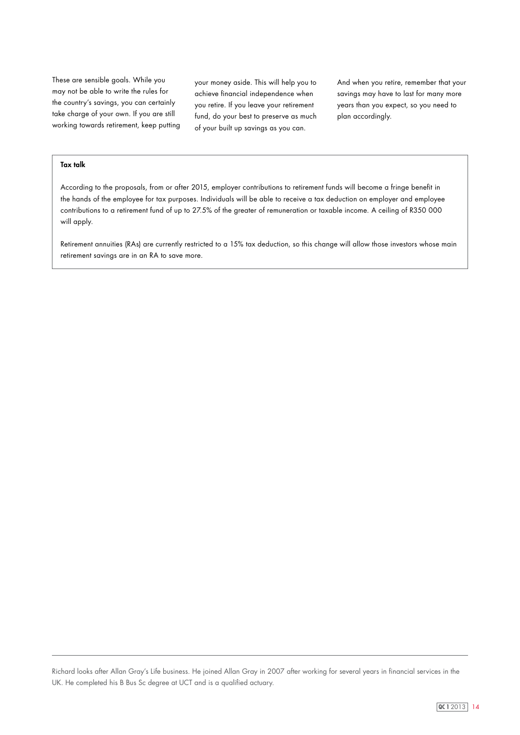These are sensible goals. While you may not be able to write the rules for the country's savings, you can certainly take charge of your own. If you are still working towards retirement, keep putting your money aside. This will help you to achieve financial independence when you retire. If you leave your retirement fund, do your best to preserve as much of your built up savings as you can.

And when you retire, remember that your savings may have to last for many more years than you expect, so you need to plan accordingly.

**Tax talk**

According to the proposals, from or after 2015, employer contributions to retirement funds will become a fringe benefit in the hands of the employee for tax purposes. Individuals will be able to receive a tax deduction on employer and employee contributions to a retirement fund of up to 27.5% of the greater of remuneration or taxable income. A ceiling of R350 000 will apply.

Retirement annuities (RAs) are currently restricted to a 15% tax deduction, so this change will allow those investors whose main retirement savings are in an RA to save more.

---

Richard looks after Allan Gray's Life business. He joined Allan Gray in 2007 after working for several years in financial services in the UK. He completed his B Bus Sc degree at UCT and is a qualified actuary.